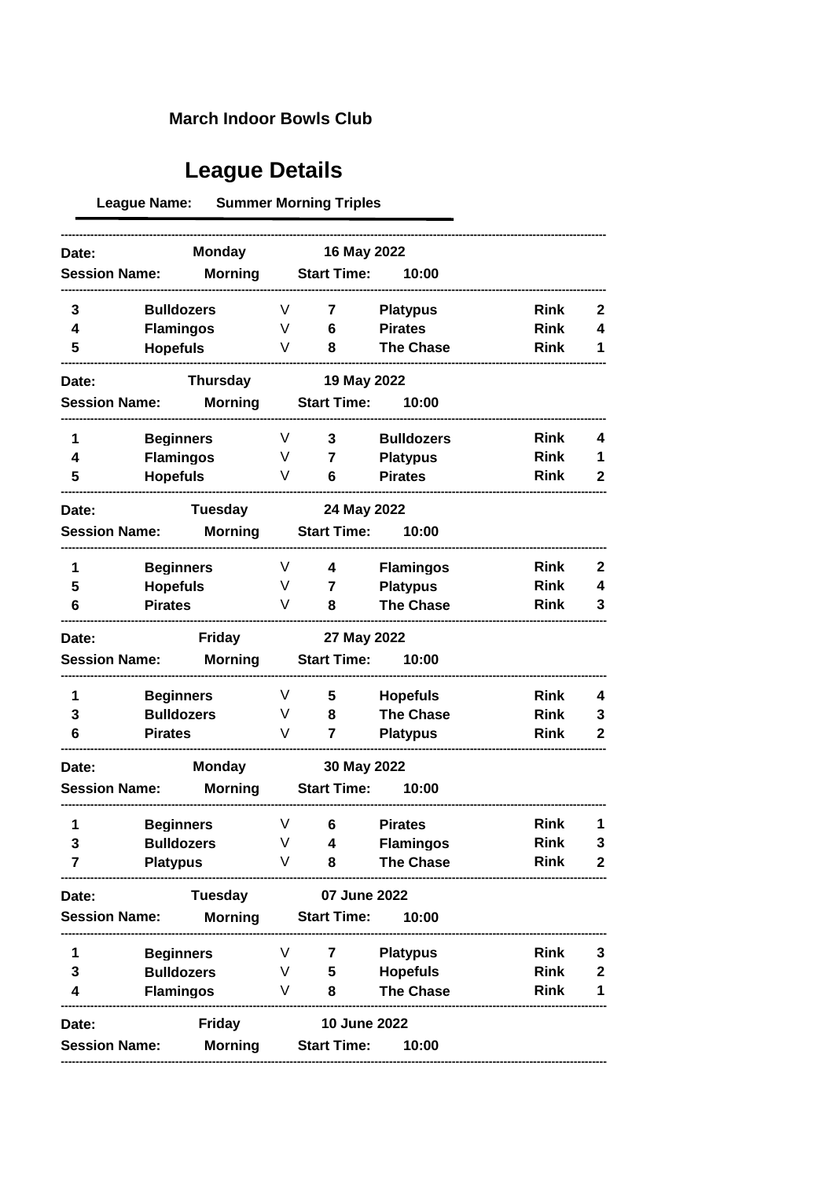**March Indoor Bowls Club**

# League Details

**League Name:** **Summer Morning Triples**

---

**Date:** **Monday** **16 May 2022**
**Session Name:** **Morning** **Start Time:** **10:00**

| | | | | | | |
|---|---|---|---|---|---|---|
| **3** | **Bulldozers** | V | **7** | **Platypus** | **Rink** | **2** |
| **4** | **Flamingos** | V | **6** | **Pirates** | **Rink** | **4** |
| **5** | **Hopefuls** | V | **8** | **The Chase** | **Rink** | **1** |

---

**Date:** **Thursday** **19 May 2022**
**Session Name:** **Morning** **Start Time:** **10:00**

| | | | | | | |
|---|---|---|---|---|---|---|
| **1** | **Beginners** | V | **3** | **Bulldozers** | **Rink** | **4** |
| **4** | **Flamingos** | V | **7** | **Platypus** | **Rink** | **1** |
| **5** | **Hopefuls** | V | **6** | **Pirates** | **Rink** | **2** |

---

**Date:** **Tuesday** **24 May 2022**
**Session Name:** **Morning** **Start Time:** **10:00**

| | | | | | | |
|---|---|---|---|---|---|---|
| **1** | **Beginners** | V | **4** | **Flamingos** | **Rink** | **2** |
| **5** | **Hopefuls** | V | **7** | **Platypus** | **Rink** | **4** |
| **6** | **Pirates** | V | **8** | **The Chase** | **Rink** | **3** |

---

**Date:** **Friday** **27 May 2022**
**Session Name:** **Morning** **Start Time:** **10:00**

| | | | | | | |
|---|---|---|---|---|---|---|
| **1** | **Beginners** | V | **5** | **Hopefuls** | **Rink** | **4** |
| **3** | **Bulldozers** | V | **8** | **The Chase** | **Rink** | **3** |
| **6** | **Pirates** | V | **7** | **Platypus** | **Rink** | **2** |

---

**Date:** **Monday** **30 May 2022**
**Session Name:** **Morning** **Start Time:** **10:00**

| | | | | | | |
|---|---|---|---|---|---|---|
| **1** | **Beginners** | V | **6** | **Pirates** | **Rink** | **1** |
| **3** | **Bulldozers** | V | **4** | **Flamingos** | **Rink** | **3** |
| **7** | **Platypus** | V | **8** | **The Chase** | **Rink** | **2** |

---

**Date:** **Tuesday** **07 June 2022**
**Session Name:** **Morning** **Start Time:** **10:00**

| | | | | | | |
|---|---|---|---|---|---|---|
| **1** | **Beginners** | V | **7** | **Platypus** | **Rink** | **3** |
| **3** | **Bulldozers** | V | **5** | **Hopefuls** | **Rink** | **2** |
| **4** | **Flamingos** | V | **8** | **The Chase** | **Rink** | **1** |

---

**Date:** **Friday** **10 June 2022**
**Session Name:** **Morning** **Start Time:** **10:00**

---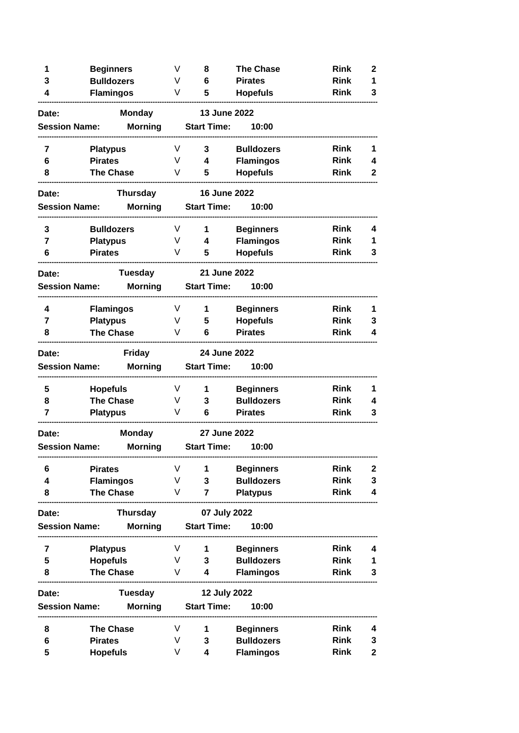| | | | | | | |
|---|---|---|---|---|---|---|
| **1** | **Beginners** | V | **8** | **The Chase** | **Rink** | **2** |
| **3** | **Bulldozers** | V | **6** | **Pirates** | **Rink** | **1** |
| **4** | **Flamingos** | V | **5** | **Hopefuls** | **Rink** | **3** |

---

**Date:** **Monday** **13 June 2022**

**Session Name:** **Morning** **Start Time:** **10:00**

---

| | | | | | | |
|---|---|---|---|---|---|---|
| **7** | **Platypus** | V | **3** | **Bulldozers** | **Rink** | **1** |
| **6** | **Pirates** | V | **4** | **Flamingos** | **Rink** | **4** |
| **8** | **The Chase** | V | **5** | **Hopefuls** | **Rink** | **2** |

---

**Date:** **Thursday** **16 June 2022**

**Session Name:** **Morning** **Start Time:** **10:00**

---

| | | | | | | |
|---|---|---|---|---|---|---|
| **3** | **Bulldozers** | V | **1** | **Beginners** | **Rink** | **4** |
| **7** | **Platypus** | V | **4** | **Flamingos** | **Rink** | **1** |
| **6** | **Pirates** | V | **5** | **Hopefuls** | **Rink** | **3** |

---

**Date:** **Tuesday** **21 June 2022**

**Session Name:** **Morning** **Start Time:** **10:00**

---

| | | | | | | |
|---|---|---|---|---|---|---|
| **4** | **Flamingos** | V | **1** | **Beginners** | **Rink** | **1** |
| **7** | **Platypus** | V | **5** | **Hopefuls** | **Rink** | **3** |
| **8** | **The Chase** | V | **6** | **Pirates** | **Rink** | **4** |

---

**Date:** **Friday** **24 June 2022**

**Session Name:** **Morning** **Start Time:** **10:00**

---

| | | | | | | |
|---|---|---|---|---|---|---|
| **5** | **Hopefuls** | V | **1** | **Beginners** | **Rink** | **1** |
| **8** | **The Chase** | V | **3** | **Bulldozers** | **Rink** | **4** |
| **7** | **Platypus** | V | **6** | **Pirates** | **Rink** | **3** |

---

**Date:** **Monday** **27 June 2022**

**Session Name:** **Morning** **Start Time:** **10:00**

---

| | | | | | | |
|---|---|---|---|---|---|---|
| **6** | **Pirates** | V | **1** | **Beginners** | **Rink** | **2** |
| **4** | **Flamingos** | V | **3** | **Bulldozers** | **Rink** | **3** |
| **8** | **The Chase** | V | **7** | **Platypus** | **Rink** | **4** |

---

**Date:** **Thursday** **07 July 2022**

**Session Name:** **Morning** **Start Time:** **10:00**

---

| | | | | | | |
|---|---|---|---|---|---|---|
| **7** | **Platypus** | V | **1** | **Beginners** | **Rink** | **4** |
| **5** | **Hopefuls** | V | **3** | **Bulldozers** | **Rink** | **1** |
| **8** | **The Chase** | V | **4** | **Flamingos** | **Rink** | **3** |

---

**Date:** **Tuesday** **12 July 2022**

**Session Name:** **Morning** **Start Time:** **10:00**

---

| | | | | | | |
|---|---|---|---|---|---|---|
| **8** | **The Chase** | V | **1** | **Beginners** | **Rink** | **4** |
| **6** | **Pirates** | V | **3** | **Bulldozers** | **Rink** | **3** |
| **5** | **Hopefuls** | V | **4** | **Flamingos** | **Rink** | **2** |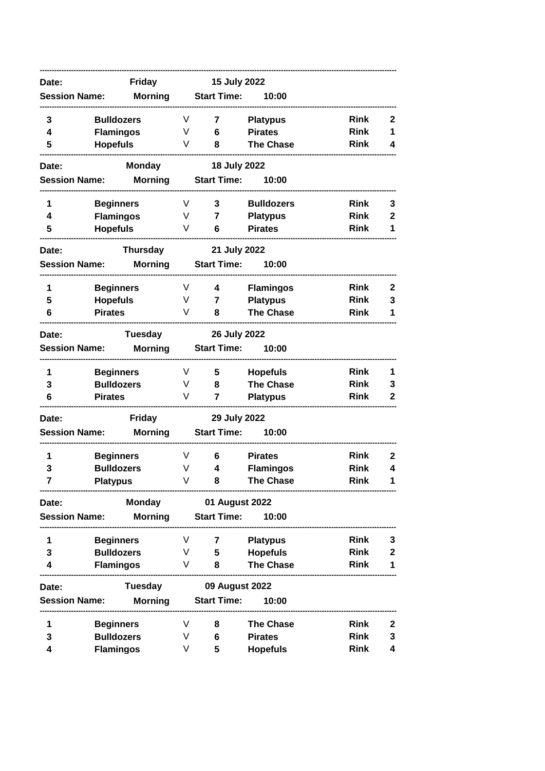| | | | | | | |
|---|---|---|---|---|---|---|
| **Date:** | **Friday** | | **15 July 2022** | | | |
| **Session Name:** | **Morning** | | **Start Time:** | **10:00** | | |
| **3** | **Bulldozers** | V | **7** | **Platypus** | **Rink** | **2** |
| **4** | **Flamingos** | V | **6** | **Pirates** | **Rink** | **1** |
| **5** | **Hopefuls** | V | **8** | **The Chase** | **Rink** | **4** |
| **Date:** | **Monday** | | **18 July 2022** | | | |
| **Session Name:** | **Morning** | | **Start Time:** | **10:00** | | |
| **1** | **Beginners** | V | **3** | **Bulldozers** | **Rink** | **3** |
| **4** | **Flamingos** | V | **7** | **Platypus** | **Rink** | **2** |
| **5** | **Hopefuls** | V | **6** | **Pirates** | **Rink** | **1** |
| **Date:** | **Thursday** | | **21 July 2022** | | | |
| **Session Name:** | **Morning** | | **Start Time:** | **10:00** | | |
| **1** | **Beginners** | V | **4** | **Flamingos** | **Rink** | **2** |
| **5** | **Hopefuls** | V | **7** | **Platypus** | **Rink** | **3** |
| **6** | **Pirates** | V | **8** | **The Chase** | **Rink** | **1** |
| **Date:** | **Tuesday** | | **26 July 2022** | | | |
| **Session Name:** | **Morning** | | **Start Time:** | **10:00** | | |
| **1** | **Beginners** | V | **5** | **Hopefuls** | **Rink** | **1** |
| **3** | **Bulldozers** | V | **8** | **The Chase** | **Rink** | **3** |
| **6** | **Pirates** | V | **7** | **Platypus** | **Rink** | **2** |
| **Date:** | **Friday** | | **29 July 2022** | | | |
| **Session Name:** | **Morning** | | **Start Time:** | **10:00** | | |
| **1** | **Beginners** | V | **6** | **Pirates** | **Rink** | **2** |
| **3** | **Bulldozers** | V | **4** | **Flamingos** | **Rink** | **4** |
| **7** | **Platypus** | V | **8** | **The Chase** | **Rink** | **1** |
| **Date:** | **Monday** | | **01 August 2022** | | | |
| **Session Name:** | **Morning** | | **Start Time:** | **10:00** | | |
| **1** | **Beginners** | V | **7** | **Platypus** | **Rink** | **3** |
| **3** | **Bulldozers** | V | **5** | **Hopefuls** | **Rink** | **2** |
| **4** | **Flamingos** | V | **8** | **The Chase** | **Rink** | **1** |
| **Date:** | **Tuesday** | | **09 August 2022** | | | |
| **Session Name:** | **Morning** | | **Start Time:** | **10:00** | | |
| **1** | **Beginners** | V | **8** | **The Chase** | **Rink** | **2** |
| **3** | **Bulldozers** | V | **6** | **Pirates** | **Rink** | **3** |
| **4** | **Flamingos** | V | **5** | **Hopefuls** | **Rink** | **4** |